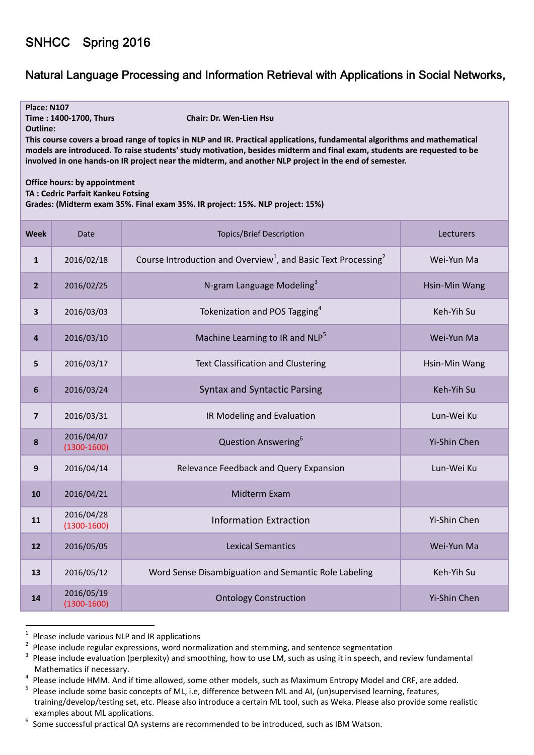# SNHCC Spring 2016

## Natural Language Processing and Information Retrieval with Applications in Social Networks,

**Place: N107**
**Time : 1400-1700, Thurs** **Chair: Dr. Wen-Lien Hsu**
**Outline:**
**This course covers a broad range of topics in NLP and IR. Practical applications, fundamental algorithms and mathematical models are introduced. To raise students' study motivation, besides midterm and final exam, students are requested to be involved in one hands-on IR project near the midterm, and another NLP project in the end of semester.**

**Office hours: by appointment**
**TA : Cedric Parfait Kankeu Fotsing**
**Grades: (Midterm exam 35%. Final exam 35%. IR project: 15%. NLP project: 15%)**

| Week | Date | Topics/Brief Description | Lecturers |
|---|---|---|---|
| **1** | 2016/02/18 | Course Introduction and Overview[1], and Basic Text Processing[2] | Wei-Yun Ma |
| **2** | 2016/02/25 | N-gram Language Modeling[3] | Hsin-Min Wang |
| **3** | 2016/03/03 | Tokenization and POS Tagging[4] | Keh-Yih Su |
| **4** | 2016/03/10 | Machine Learning to IR and NLP[5] | Wei-Yun Ma |
| **5** | 2016/03/17 | Text Classification and Clustering | Hsin-Min Wang |
| **6** | 2016/03/24 | Syntax and Syntactic Parsing | Keh-Yih Su |
| **7** | 2016/03/31 | IR Modeling and Evaluation | Lun-Wei Ku |
| **8** | 2016/04/07 (1300-1600) | Question Answering[6] | Yi-Shin Chen |
| **9** | 2016/04/14 | Relevance Feedback and Query Expansion | Lun-Wei Ku |
| **10** | 2016/04/21 | Midterm Exam | |
| **11** | 2016/04/28 (1300-1600) | Information Extraction | Yi-Shin Chen |
| **12** | 2016/05/05 | Lexical Semantics | Wei-Yun Ma |
| **13** | 2016/05/12 | Word Sense Disambiguation and Semantic Role Labeling | Keh-Yih Su |
| **14** | 2016/05/19 (1300-1600) | Ontology Construction | Yi-Shin Chen |

---

[1] Please include various NLP and IR applications

[2] Please include regular expressions, word normalization and stemming, and sentence segmentation

[3] Please include evaluation (perplexity) and smoothing, how to use LM, such as using it in speech, and review fundamental Mathematics if necessary.

[4] Please include HMM. And if time allowed, some other models, such as Maximum Entropy Model and CRF, are added.

[5] Please include some basic concepts of ML, i.e, difference between ML and AI, (un)supervised learning, features, training/develop/testing set, etc. Please also introduce a certain ML tool, such as Weka. Please also provide some realistic examples about ML applications.

[6] Some successful practical QA systems are recommended to be introduced, such as IBM Watson.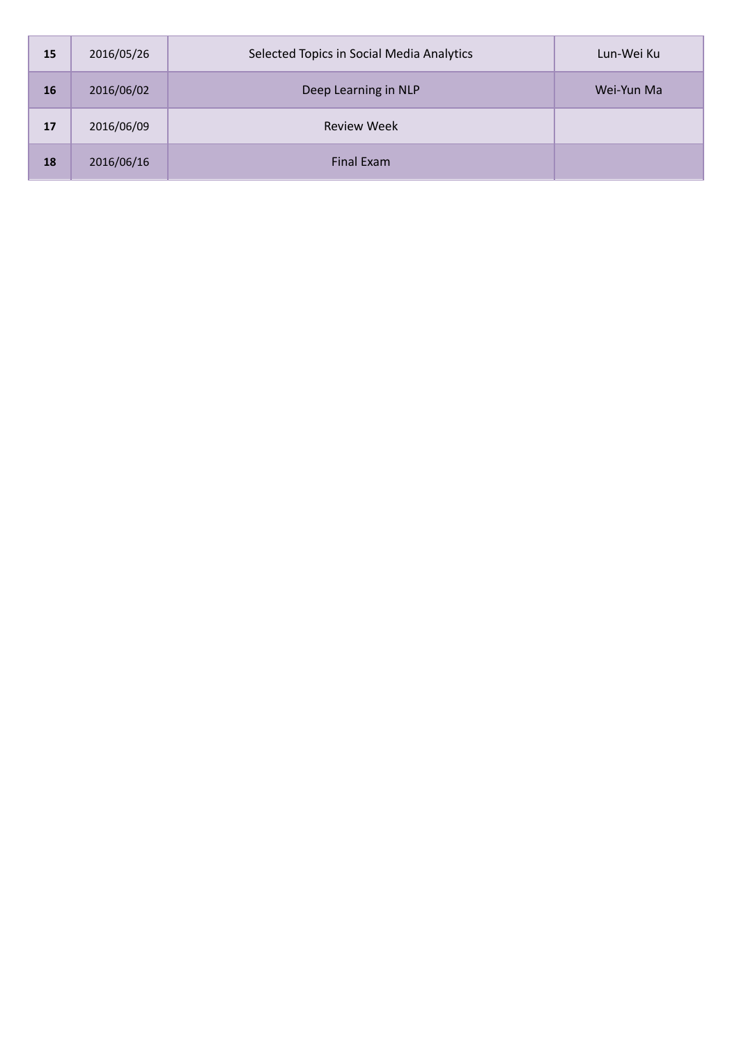| | | | |
|---|---|---|---|
| **15** | 2016/05/26 | Selected Topics in Social Media Analytics | Lun-Wei Ku |
| **16** | 2016/06/02 | Deep Learning in NLP | Wei-Yun Ma |
| **17** | 2016/06/09 | Review Week | |
| **18** | 2016/06/16 | Final Exam | |